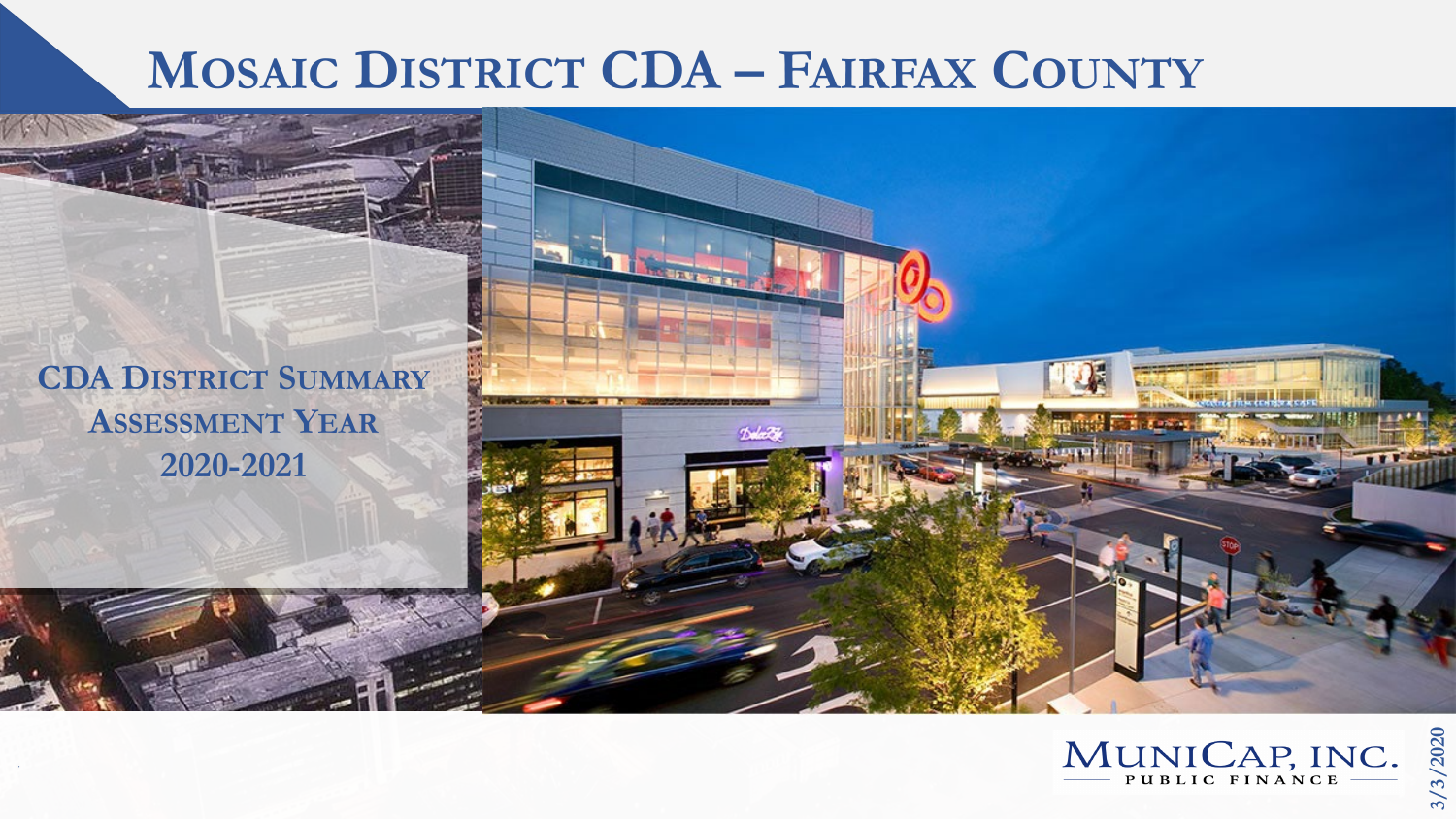# Mosaic District CDA – Fairfax County

## CDA District Summary
## Assessment Year
## 2020-2021

MuniCap, Inc.
Public Finance

3/3/2020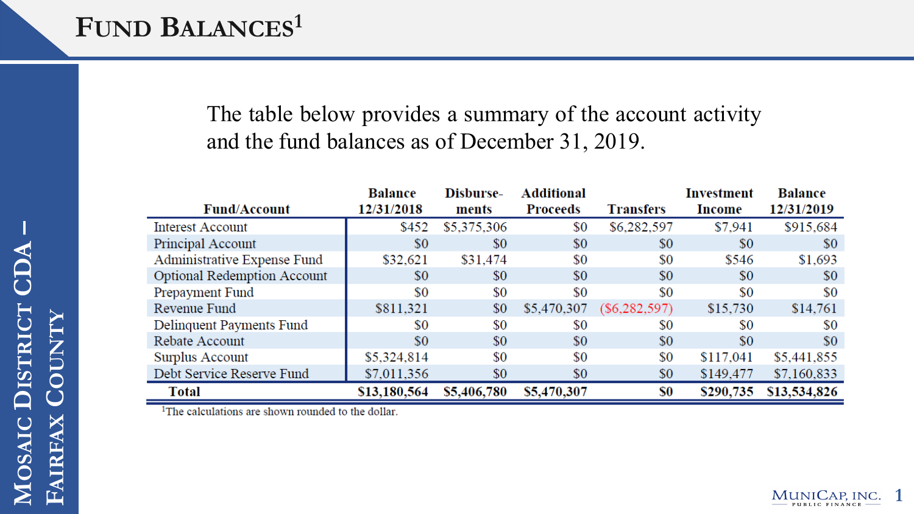# Fund Balances[1]

The table below provides a summary of the account activity and the fund balances as of December 31, 2019.

| Fund/Account | Balance 12/31/2018 | Disburse-ments | Additional Proceeds | Transfers | Investment Income | Balance 12/31/2019 |
|---|---|---|---|---|---|---|
| Interest Account | $452 | $5,375,306 | $0 | $6,282,597 | $7,941 | $915,684 |
| Principal Account | $0 | $0 | $0 | $0 | $0 | $0 |
| Administrative Expense Fund | $32,621 | $31,474 | $0 | $0 | $546 | $1,693 |
| Optional Redemption Account | $0 | $0 | $0 | $0 | $0 | $0 |
| Prepayment Fund | $0 | $0 | $0 | $0 | $0 | $0 |
| Revenue Fund | $811,321 | $0 | $5,470,307 | ($6,282,597) | $15,730 | $14,761 |
| Delinquent Payments Fund | $0 | $0 | $0 | $0 | $0 | $0 |
| Rebate Account | $0 | $0 | $0 | $0 | $0 | $0 |
| Surplus Account | $5,324,814 | $0 | $0 | $0 | $117,041 | $5,441,855 |
| Debt Service Reserve Fund | $7,011,356 | $0 | $0 | $0 | $149,477 | $7,160,833 |
| **Total** | **$13,180,564** | **$5,406,780** | **$5,470,307** | **$0** | **$290,735** | **$13,534,826** |

[1]The calculations are shown rounded to the dollar.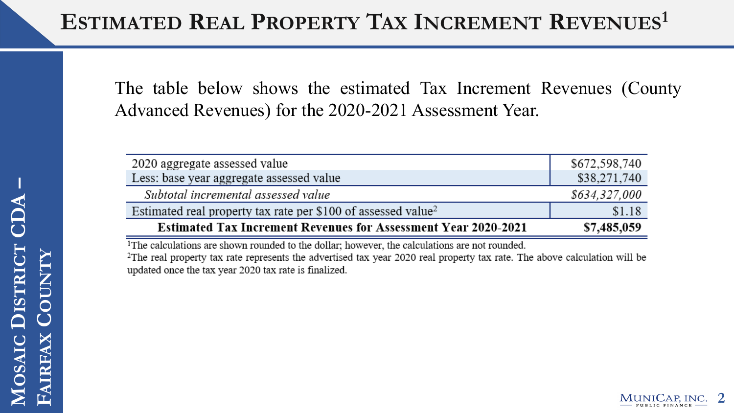# ESTIMATED REAL PROPERTY TAX INCREMENT REVENUES[1]

The table below shows the estimated Tax Increment Revenues (County Advanced Revenues) for the 2020-2021 Assessment Year.

| | |
|---|---:|
| 2020 aggregate assessed value | $672,598,740 |
| Less: base year aggregate assessed value | $38,271,740 |
| *Subtotal incremental assessed value* | *$634,327,000* |
| Estimated real property tax rate per $100 of assessed value[2] | $1.18 |
| **Estimated Tax Increment Revenues for Assessment Year 2020-2021** | **$7,485,059** |

[1]The calculations are shown rounded to the dollar; however, the calculations are not rounded.

[2]The real property tax rate represents the advertised tax year 2020 real property tax rate. The above calculation will be updated once the tax year 2020 tax rate is finalized.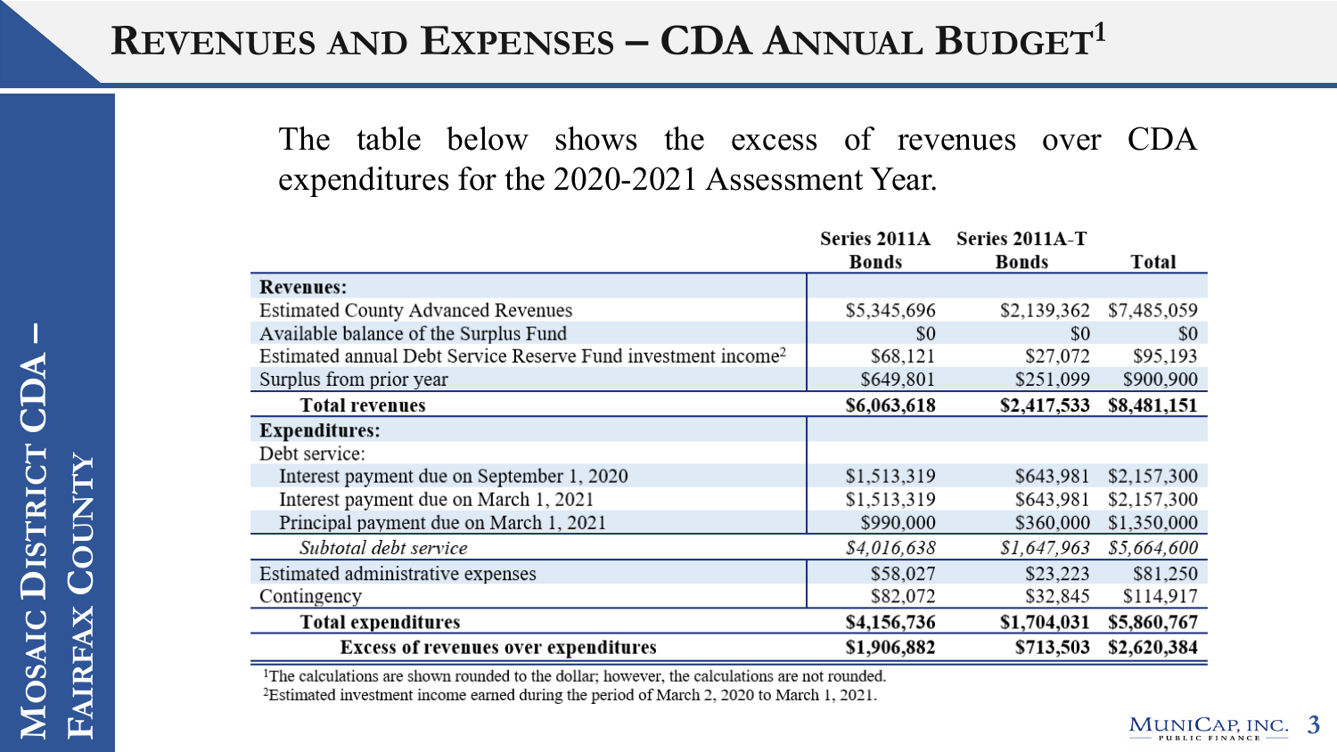# Revenues and Expenses – CDA Annual Budget[1]

The table below shows the excess of revenues over CDA expenditures for the 2020-2021 Assessment Year.

| | Series 2011A Bonds | Series 2011A-T Bonds | Total |
|---|---|---|---|
| **Revenues:** | | | |
| Estimated County Advanced Revenues | $5,345,696 | $2,139,362 | $7,485,059 |
| Available balance of the Surplus Fund | $0 | $0 | $0 |
| Estimated annual Debt Service Reserve Fund investment income[2] | $68,121 | $27,072 | $95,193 |
| Surplus from prior year | $649,801 | $251,099 | $900,900 |
| **Total revenues** | **$6,063,618** | **$2,417,533** | **$8,481,151** |
| **Expenditures:** | | | |
| Debt service: | | | |
| Interest payment due on September 1, 2020 | $1,513,319 | $643,981 | $2,157,300 |
| Interest payment due on March 1, 2021 | $1,513,319 | $643,981 | $2,157,300 |
| Principal payment due on March 1, 2021 | $990,000 | $360,000 | $1,350,000 |
| *Subtotal debt service* | *$4,016,638* | *$1,647,963* | *$5,664,600* |
| Estimated administrative expenses | $58,027 | $23,223 | $81,250 |
| Contingency | $82,072 | $32,845 | $114,917 |
| **Total expenditures** | **$4,156,736** | **$1,704,031** | **$5,860,767** |
| **Excess of revenues over expenditures** | **$1,906,882** | **$713,503** | **$2,620,384** |

[1]The calculations are shown rounded to the dollar; however, the calculations are not rounded.
[2]Estimated investment income earned during the period of March 2, 2020 to March 1, 2021.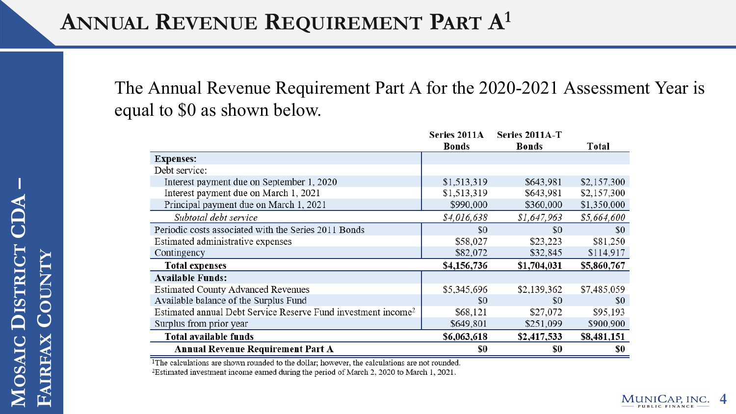# Annual Revenue Requirement Part A[1]

The Annual Revenue Requirement Part A for the 2020-2021 Assessment Year is equal to $0 as shown below.

| | Series 2011A Bonds | Series 2011A-T Bonds | Total |
|---|---|---|---|
| **Expenses:** | | | |
| Debt service: | | | |
| Interest payment due on September 1, 2020 | $1,513,319 | $643,981 | $2,157,300 |
| Interest payment due on March 1, 2021 | $1,513,319 | $643,981 | $2,157,300 |
| Principal payment due on March 1, 2021 | $990,000 | $360,000 | $1,350,000 |
| *Subtotal debt service* | *$4,016,638* | *$1,647,963* | *$5,664,600* |
| Periodic costs associated with the Series 2011 Bonds | $0 | $0 | $0 |
| Estimated administrative expenses | $58,027 | $23,223 | $81,250 |
| Contingency | $82,072 | $32,845 | $114,917 |
| **Total expenses** | **$4,156,736** | **$1,704,031** | **$5,860,767** |
| **Available Funds:** | | | |
| Estimated County Advanced Revenues | $5,345,696 | $2,139,362 | $7,485,059 |
| Available balance of the Surplus Fund | $0 | $0 | $0 |
| Estimated annual Debt Service Reserve Fund investment income[2] | $68,121 | $27,072 | $95,193 |
| Surplus from prior year | $649,801 | $251,099 | $900,900 |
| **Total available funds** | **$6,063,618** | **$2,417,533** | **$8,481,151** |
| **Annual Revenue Requirement Part A** | **$0** | **$0** | **$0** |

[1]The calculations are shown rounded to the dollar; however, the calculations are not rounded.

[2]Estimated investment income earned during the period of March 2, 2020 to March 1, 2021.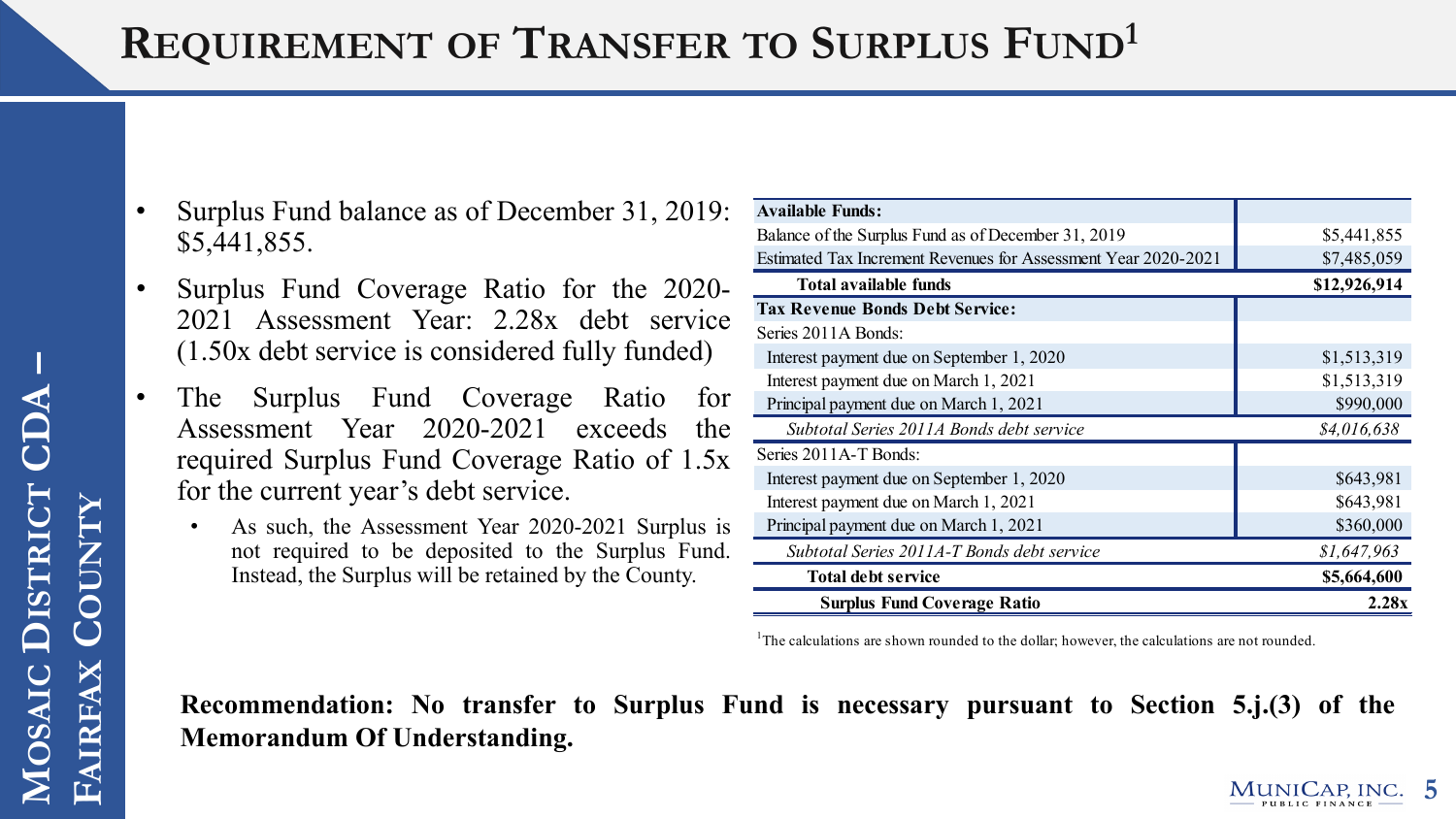# Requirement of Transfer to Surplus Fund[1]

- Surplus Fund balance as of December 31, 2019: $5,441,855.
- Surplus Fund Coverage Ratio for the 2020-2021 Assessment Year: 2.28x debt service (1.50x debt service is considered fully funded)
- The Surplus Fund Coverage Ratio for Assessment Year 2020-2021 exceeds the required Surplus Fund Coverage Ratio of 1.5x for the current year's debt service.
  - As such, the Assessment Year 2020-2021 Surplus is not required to be deposited to the Surplus Fund. Instead, the Surplus will be retained by the County.

| **Available Funds:** | |
|---|---|
| Balance of the Surplus Fund as of December 31, 2019 | $5,441,855 |
| Estimated Tax Increment Revenues for Assessment Year 2020-2021 | $7,485,059 |
| **Total available funds** | **$12,926,914** |
| **Tax Revenue Bonds Debt Service:** | |
| Series 2011A Bonds: | |
| Interest payment due on September 1, 2020 | $1,513,319 |
| Interest payment due on March 1, 2021 | $1,513,319 |
| Principal payment due on March 1, 2021 | $990,000 |
| *Subtotal Series 2011A Bonds debt service* | *$4,016,638* |
| Series 2011A-T Bonds: | |
| Interest payment due on September 1, 2020 | $643,981 |
| Interest payment due on March 1, 2021 | $643,981 |
| Principal payment due on March 1, 2021 | $360,000 |
| *Subtotal Series 2011A-T Bonds debt service* | *$1,647,963* |
| **Total debt service** | **$5,664,600** |
| **Surplus Fund Coverage Ratio** | **2.28x** |

[1]The calculations are shown rounded to the dollar; however, the calculations are not rounded.

**Recommendation: No transfer to Surplus Fund is necessary pursuant to Section 5.j.(3) of the Memorandum Of Understanding.**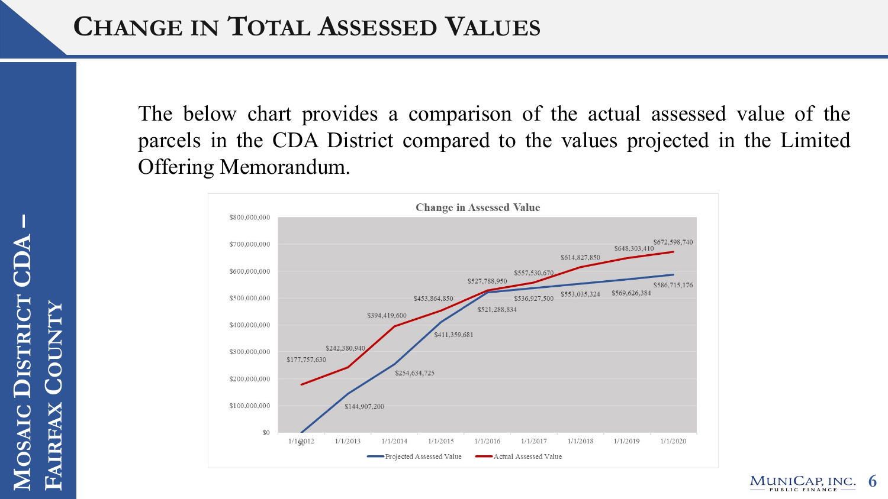# Change in Total Assessed Values

The below chart provides a comparison of the actual assessed value of the parcels in the CDA District compared to the values projected in the Limited Offering Memorandum.

**Change in Assessed Value**

| Date | Projected Assessed Value | Actual Assessed Value |
|---|---|---|
| 1/1/2012 | $0 | $177,757,630 |
| 1/1/2013 | $144,907,200 | $242,380,940 |
| 1/1/2014 | $254,634,725 | $394,419,600 |
| 1/1/2015 | $411,359,681 | $453,864,850 |
| 1/1/2016 | $521,288,834 | $527,788,950 |
| 1/1/2017 | $536,927,500 | $557,530,670 |
| 1/1/2018 | $553,035,324 | $614,827,850 |
| 1/1/2019 | $569,626,384 | $648,303,410 |
| 1/1/2020 | $586,715,176 | $672,598,740 |

Mosaic District CDA – Fairfax County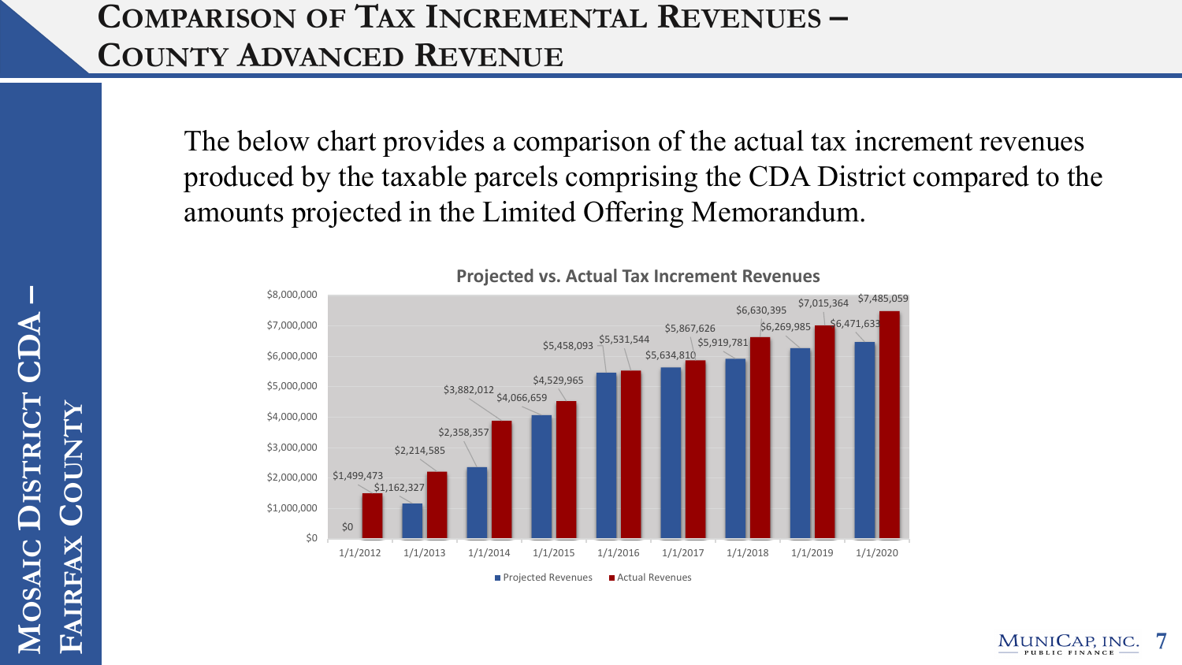# Comparison of Tax Incremental Revenues – County Advanced Revenue

The below chart provides a comparison of the actual tax increment revenues produced by the taxable parcels comprising the CDA District compared to the amounts projected in the Limited Offering Memorandum.

**Projected vs. Actual Tax Increment Revenues**

| Date | Projected Revenues | Actual Revenues |
|---|---|---|
| 1/1/2012 | $0 | $1,499,473 |
| 1/1/2013 | $1,162,327 | $2,214,585 |
| 1/1/2014 | $2,358,357 | $3,882,012 |
| 1/1/2015 | $4,066,659 | $4,529,965 |
| 1/1/2016 | $5,458,093 | $5,531,544 |
| 1/1/2017 | $5,634,810 | $5,867,626 |
| 1/1/2018 | $5,919,781 | $6,630,395 |
| 1/1/2019 | $6,269,985 | $7,015,364 |
| 1/1/2020 | $6,471,633 | $7,485,059 |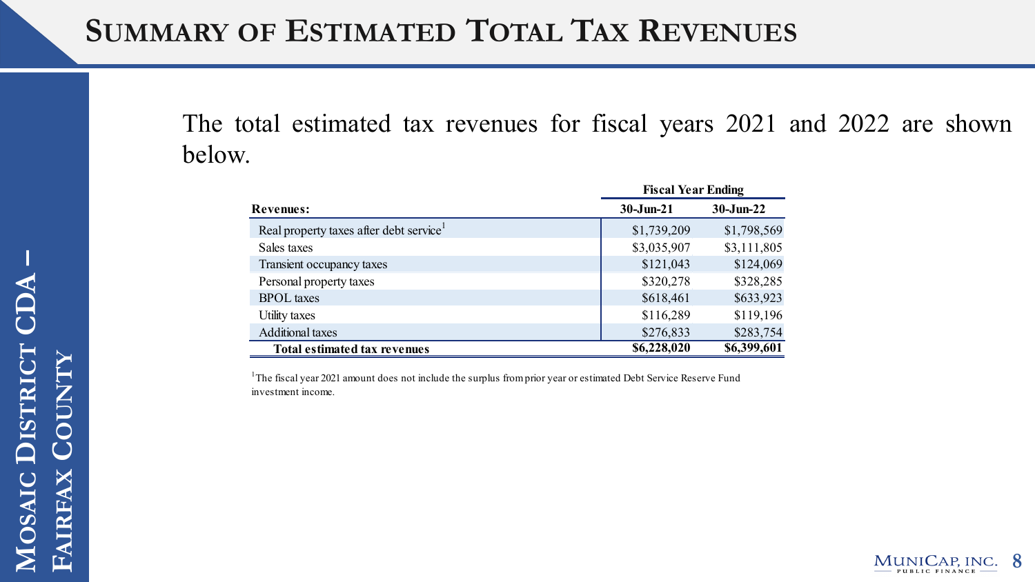# Summary of Estimated Total Tax Revenues

The total estimated tax revenues for fiscal years 2021 and 2022 are shown below.

| | Fiscal Year Ending | |
|---|---|---|
| **Revenues:** | **30-Jun-21** | **30-Jun-22** |
| Real property taxes after debt service[1] | $1,739,209 | $1,798,569 |
| Sales taxes | $3,035,907 | $3,111,805 |
| Transient occupancy taxes | $121,043 | $124,069 |
| Personal property taxes | $320,278 | $328,285 |
| BPOL taxes | $618,461 | $633,923 |
| Utility taxes | $116,289 | $119,196 |
| Additional taxes | $276,833 | $283,754 |
| **Total estimated tax revenues** | **$6,228,020** | **$6,399,601** |

[1]The fiscal year 2021 amount does not include the surplus from prior year or estimated Debt Service Reserve Fund investment income.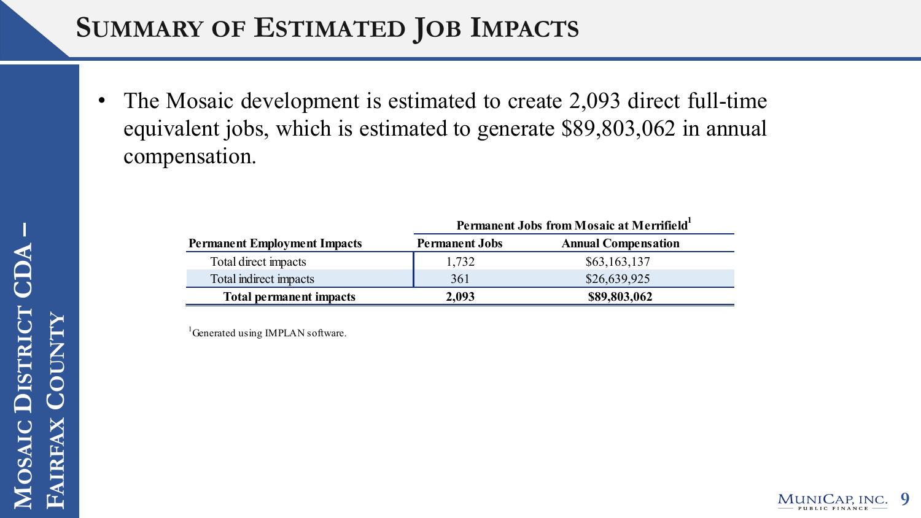# Summary of Estimated Job Impacts

- The Mosaic development is estimated to create 2,093 direct full-time equivalent jobs, which is estimated to generate $89,803,062 in annual compensation.

| | Permanent Jobs from Mosaic at Merrifield[1] | |
|---|---|---|
| **Permanent Employment Impacts** | **Permanent Jobs** | **Annual Compensation** |
| Total direct impacts | 1,732 | $63,163,137 |
| Total indirect impacts | 361 | $26,639,925 |
| **Total permanent impacts** | **2,093** | **$89,803,062** |

[1]Generated using IMPLAN software.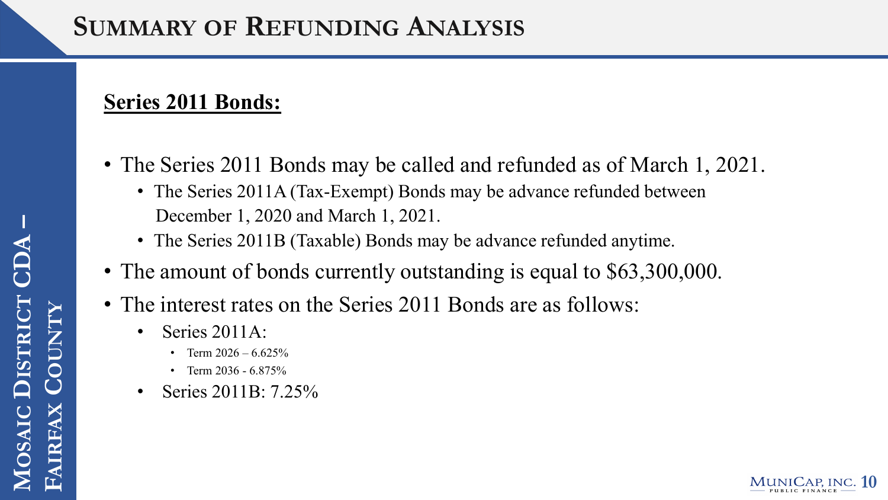# Summary of Refunding Analysis

**Series 2011 Bonds:**

- The Series 2011 Bonds may be called and refunded as of March 1, 2021.
  - The Series 2011A (Tax-Exempt) Bonds may be advance refunded between December 1, 2020 and March 1, 2021.
  - The Series 2011B (Taxable) Bonds may be advance refunded anytime.
- The amount of bonds currently outstanding is equal to $63,300,000.
- The interest rates on the Series 2011 Bonds are as follows:
  - Series 2011A:
    - Term 2026 – 6.625%
    - Term 2036 - 6.875%
  - Series 2011B: 7.25%